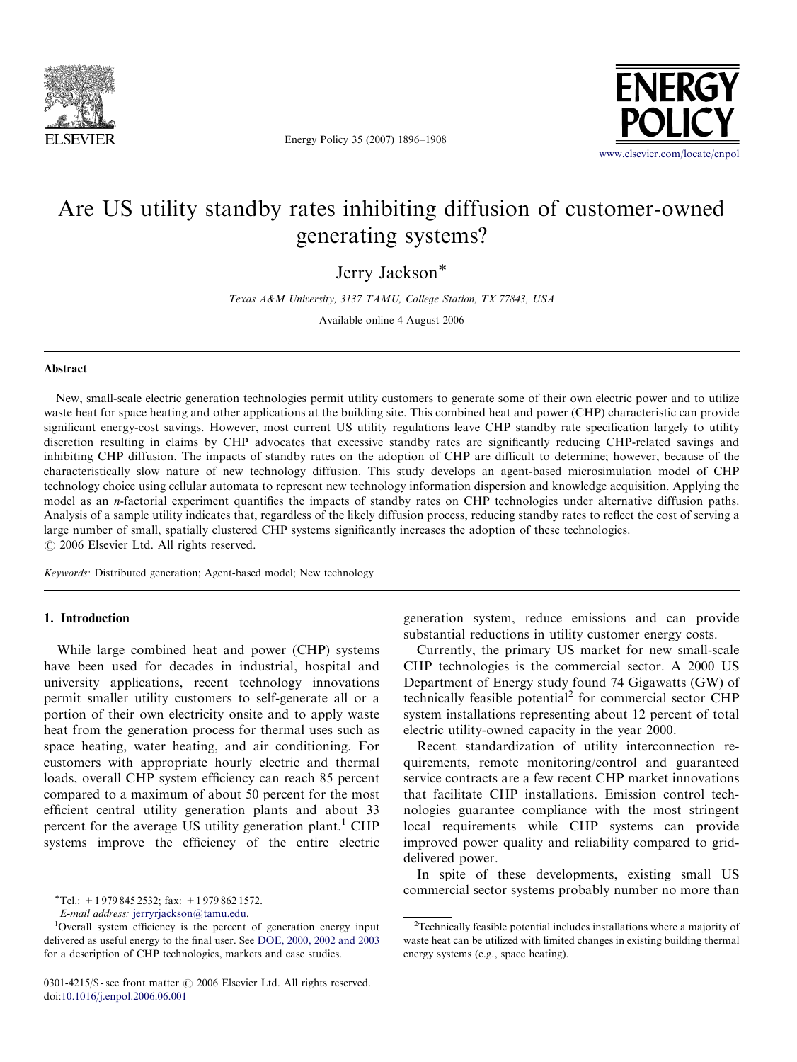# Are US utility standby rates inhibiting diffusion of customer-owned generating systems?

Jerry Jackson*

*Texas A&M University, 3137 TAMU, College Station, TX 77843, USA*

Available online 4 August 2006

## Abstract

New, small-scale electric generation technologies permit utility customers to generate some of their own electric power and to utilize waste heat for space heating and other applications at the building site. This combined heat and power (CHP) characteristic can provide significant energy-cost savings. However, most current US utility regulations leave CHP standby rate specification largely to utility discretion resulting in claims by CHP advocates that excessive standby rates are significantly reducing CHP-related savings and inhibiting CHP diffusion. The impacts of standby rates on the adoption of CHP are difficult to determine; however, because of the characteristically slow nature of new technology diffusion. This study develops an agent-based microsimulation model of CHP technology choice using cellular automata to represent new technology information dispersion and knowledge acquisition. Applying the model as an *n*-factorial experiment quantifies the impacts of standby rates on CHP technologies under alternative diffusion paths. Analysis of a sample utility indicates that, regardless of the likely diffusion process, reducing standby rates to reflect the cost of serving a large number of small, spatially clustered CHP systems significantly increases the adoption of these technologies.

© 2006 Elsevier Ltd. All rights reserved.

*Keywords:* Distributed generation; Agent-based model; New technology

## 1. Introduction

While large combined heat and power (CHP) systems have been used for decades in industrial, hospital and university applications, recent technology innovations permit smaller utility customers to self-generate all or a portion of their own electricity onsite and to apply waste heat from the generation process for thermal uses such as space heating, water heating, and air conditioning. For customers with appropriate hourly electric and thermal loads, overall CHP system efficiency can reach 85 percent compared to a maximum of about 50 percent for the most efficient central utility generation plants and about 33 percent for the average US utility generation plant.[1] CHP systems improve the efficiency of the entire electric generation system, reduce emissions and can provide substantial reductions in utility customer energy costs.

Currently, the primary US market for new small-scale CHP technologies is the commercial sector. A 2000 US Department of Energy study found 74 Gigawatts (GW) of technically feasible potential[2] for commercial sector CHP system installations representing about 12 percent of total electric utility-owned capacity in the year 2000.

Recent standardization of utility interconnection requirements, remote monitoring/control and guaranteed service contracts are a few recent CHP market innovations that facilitate CHP installations. Emission control technologies guarantee compliance with the most stringent local requirements while CHP systems can provide improved power quality and reliability compared to grid-delivered power.

In spite of these developments, existing small US commercial sector systems probably number no more than

---

*Tel.: +1 979 845 2532; fax: +1 979 862 1572.
*E-mail address:* jerryrjackson@tamu.edu.

[1] Overall system efficiency is the percent of generation energy input delivered as useful energy to the final user. See DOE, 2000, 2002 and 2003 for a description of CHP technologies, markets and case studies.

[2] Technically feasible potential includes installations where a majority of waste heat can be utilized with limited changes in existing building thermal energy systems (e.g., space heating).

0301-4215/$ - see front matter © 2006 Elsevier Ltd. All rights reserved.
doi:10.1016/j.enpol.2006.06.001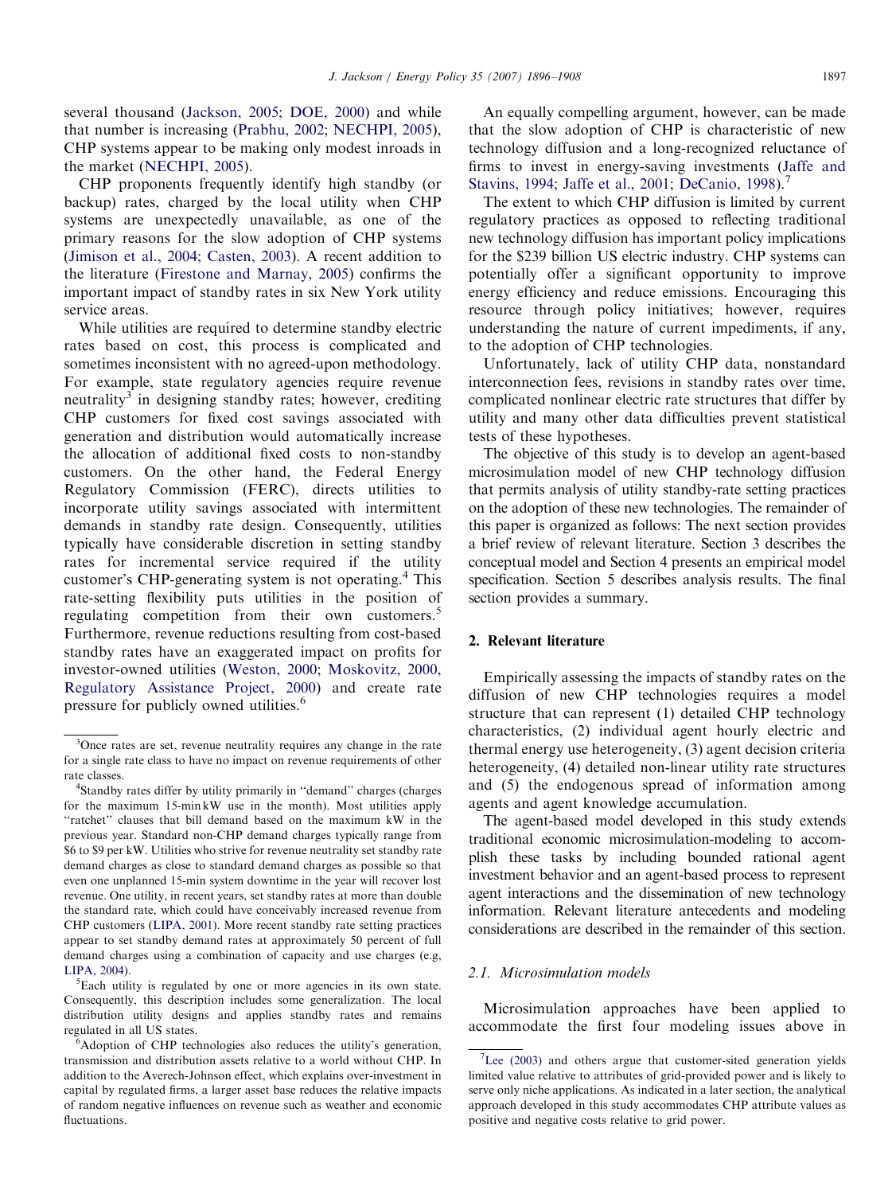several thousand (Jackson, 2005; DOE, 2000) and while that number is increasing (Prabhu, 2002; NECHPI, 2005), CHP systems appear to be making only modest inroads in the market (NECHPI, 2005).

CHP proponents frequently identify high standby (or backup) rates, charged by the local utility when CHP systems are unexpectedly unavailable, as one of the primary reasons for the slow adoption of CHP systems (Jimison et al., 2004; Casten, 2003). A recent addition to the literature (Firestone and Marnay, 2005) confirms the important impact of standby rates in six New York utility service areas.

While utilities are required to determine standby electric rates based on cost, this process is complicated and sometimes inconsistent with no agreed-upon methodology. For example, state regulatory agencies require revenue neutrality[3] in designing standby rates; however, crediting CHP customers for fixed cost savings associated with generation and distribution would automatically increase the allocation of additional fixed costs to non-standby customers. On the other hand, the Federal Energy Regulatory Commission (FERC), directs utilities to incorporate utility savings associated with intermittent demands in standby rate design. Consequently, utilities typically have considerable discretion in setting standby rates for incremental service required if the utility customer's CHP-generating system is not operating.[4] This rate-setting flexibility puts utilities in the position of regulating competition from their own customers.[5] Furthermore, revenue reductions resulting from cost-based standby rates have an exaggerated impact on profits for investor-owned utilities (Weston, 2000; Moskovitz, 2000, Regulatory Assistance Project, 2000) and create rate pressure for publicly owned utilities.[6]

An equally compelling argument, however, can be made that the slow adoption of CHP is characteristic of new technology diffusion and a long-recognized reluctance of firms to invest in energy-saving investments (Jaffe and Stavins, 1994; Jaffe et al., 2001; DeCanio, 1998).[7]

The extent to which CHP diffusion is limited by current regulatory practices as opposed to reflecting traditional new technology diffusion has important policy implications for the $239 billion US electric industry. CHP systems can potentially offer a significant opportunity to improve energy efficiency and reduce emissions. Encouraging this resource through policy initiatives; however, requires understanding the nature of current impediments, if any, to the adoption of CHP technologies.

Unfortunately, lack of utility CHP data, nonstandard interconnection fees, revisions in standby rates over time, complicated nonlinear electric rate structures that differ by utility and many other data difficulties prevent statistical tests of these hypotheses.

The objective of this study is to develop an agent-based microsimulation model of new CHP technology diffusion that permits analysis of utility standby-rate setting practices on the adoption of these new technologies. The remainder of this paper is organized as follows: The next section provides a brief review of relevant literature. Section 3 describes the conceptual model and Section 4 presents an empirical model specification. Section 5 describes analysis results. The final section provides a summary.

## 2. Relevant literature

Empirically assessing the impacts of standby rates on the diffusion of new CHP technologies requires a model structure that can represent (1) detailed CHP technology characteristics, (2) individual agent hourly electric and thermal energy use heterogeneity, (3) agent decision criteria heterogeneity, (4) detailed non-linear utility rate structures and (5) the endogenous spread of information among agents and agent knowledge accumulation.

The agent-based model developed in this study extends traditional economic microsimulation-modeling to accomplish these tasks by including bounded rational agent investment behavior and an agent-based process to represent agent interactions and the dissemination of new technology information. Relevant literature antecedents and modeling considerations are described in the remainder of this section.

### 2.1. Microsimulation models

Microsimulation approaches have been applied to accommodate the first four modeling issues above in

---

[3] Once rates are set, revenue neutrality requires any change in the rate for a single rate class to have no impact on revenue requirements of other rate classes.

[4] Standby rates differ by utility primarily in "demand" charges (charges for the maximum 15-min kW use in the month). Most utilities apply "ratchet" clauses that bill demand based on the maximum kW in the previous year. Standard non-CHP demand charges typically range from $6 to $9 per kW. Utilities who strive for revenue neutrality set standby rate demand charges as close to standard demand charges as possible so that even one unplanned 15-min system downtime in the year will recover lost revenue. One utility, in recent years, set standby rates at more than double the standard rate, which could have conceivably increased revenue from CHP customers (LIPA, 2001). More recent standby rate setting practices appear to set standby demand rates at approximately 50 percent of full demand charges using a combination of capacity and use charges (e.g, LIPA, 2004).

[5] Each utility is regulated by one or more agencies in its own state. Consequently, this description includes some generalization. The local distribution utility designs and applies standby rates and remains regulated in all US states.

[6] Adoption of CHP technologies also reduces the utility's generation, transmission and distribution assets relative to a world without CHP. In addition to the Averech-Johnson effect, which explains over-investment in capital by regulated firms, a larger asset base reduces the relative impacts of random negative influences on revenue such as weather and economic fluctuations.

[7] Lee (2003) and others argue that customer-sited generation yields limited value relative to attributes of grid-provided power and is likely to serve only niche applications. As indicated in a later section, the analytical approach developed in this study accommodates CHP attribute values as positive and negative costs relative to grid power.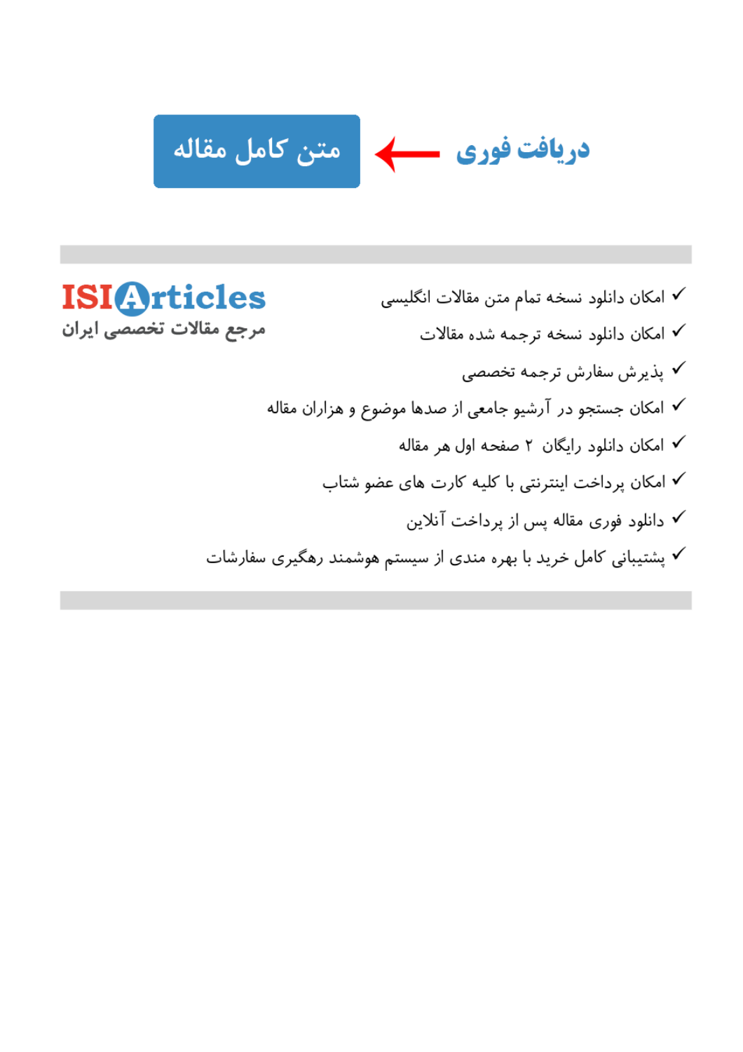دریافت فوری ← متن کامل مقاله

**ISIArticles**
مرجع مقالات تخصصی ایران

- ✓ امکان دانلود نسخه تمام متن مقالات انگلیسی
- ✓ امکان دانلود نسخه ترجمه شده مقالات
- ✓ پذیرش سفارش ترجمه تخصصی
- ✓ امکان جستجو در آرشیو جامعی از صدها موضوع و هزاران مقاله
- ✓ امکان دانلود رایگان ۲ صفحه اول هر مقاله
- ✓ امکان پرداخت اینترنتی با کلیه کارت های عضو شتاب
- ✓ دانلود فوری مقاله پس از پرداخت آنلاین
- ✓ پشتیبانی کامل خرید با بهره مندی از سیستم هوشمند رهگیری سفارشات